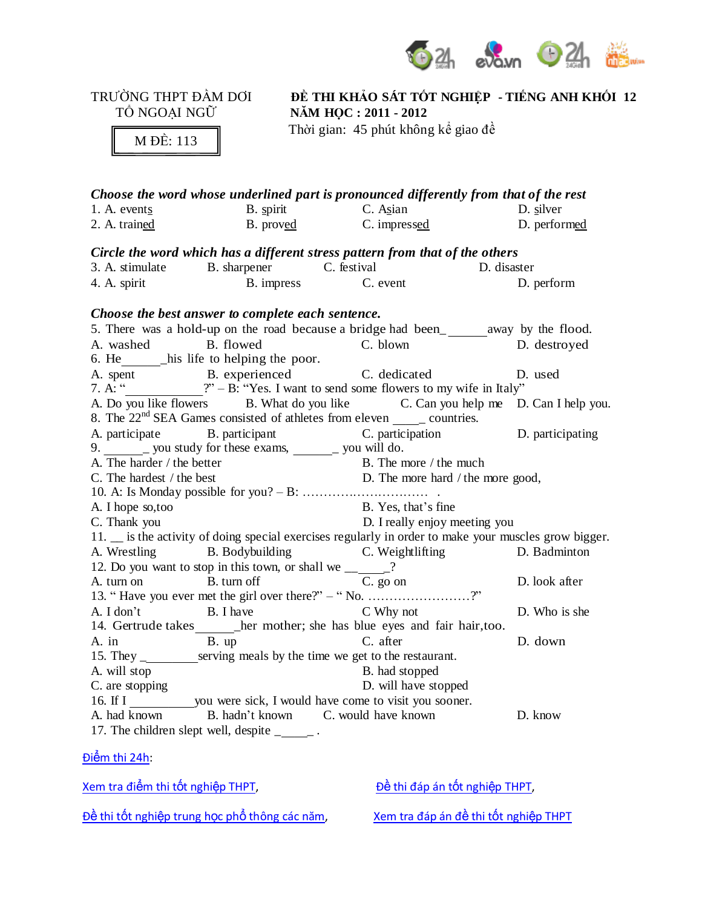TRƯỜNG THPT ĐẦM DƠI
TỔ NGOẠI NGỮ

M ĐỀ: 113

**ĐỀ THI KHẢO SÁT TỐT NGHIỆP - TIẾNG ANH KHỐI 12**
**NĂM HỌC : 2011 - 2012**
Thời gian: 45 phút không kể giao đề

***Choose the word whose underlined part is pronounced differently from that of the rest***

1. A. event<u>s</u> B. <u>s</u>pirit C. A<u>s</u>ian D. <u>s</u>ilver
2. A. train<u>ed</u> B. prov<u>ed</u> C. impress<u>ed</u> D. perform<u>ed</u>

***Circle the word which has a different stress pattern from that of the others***

3. A. stimulate B. sharpener C. festival D. disaster
4. A. spirit B. impress C. event D. perform

***Choose the best answer to complete each sentence.***

5. There was a hold-up on the road because a bridge had been_______away by the flood.
A. washed B. flowed C. blown D. destroyed
6. He______his life to helping the poor.
A. spent B. experienced C. dedicated D. used
7. A: "____________?" – B: "Yes. I want to send some flowers to my wife in Italy"
A. Do you like flowers B. What do you like C. Can you help me D. Can I help you.
8. The 22nd SEA Games consisted of athletes from eleven ____ countries.
A. participate B. participant C. participation D. participating
9. ______ you study for these exams, ______ you will do.
A. The harder / the better B. The more / the much
C. The hardest / the best D. The more hard / the more good,
10. A: Is Monday possible for you? – B: ………………………… .
A. I hope so,too B. Yes, that's fine
C. Thank you D. I really enjoy meeting you
11. __ is the activity of doing special exercises regularly in order to make your muscles grow bigger.
A. Wrestling B. Bodybuilding C. Weightlifting D. Badminton
12. Do you want to stop in this town, or shall we _____?
A. turn on B. turn off C. go on D. look after
13. " Have you ever met the girl over there?" – " No. ……………………?"
A. I don't B. I have C Why not D. Who is she
14. Gertrude takes______her mother; she has blue eyes and fair hair,too.
A. in B. up C. after D. down
15. They ________serving meals by the time we get to the restaurant.
A. will stop B. had stopped
C. are stopping D. will have stopped
16. If I __________you were sick, I would have come to visit you sooner.
A. had known B. hadn't known C. would have known D. know
17. The children slept well, despite _____ .

Điểm thi 24h:

Xem tra điểm thi tốt nghiệp THPT, Đề thi đáp án tốt nghiệp THPT,

Đề thi tốt nghiệp trung học phổ thông các năm, Xem tra đáp án đề thi tốt nghiệp THPT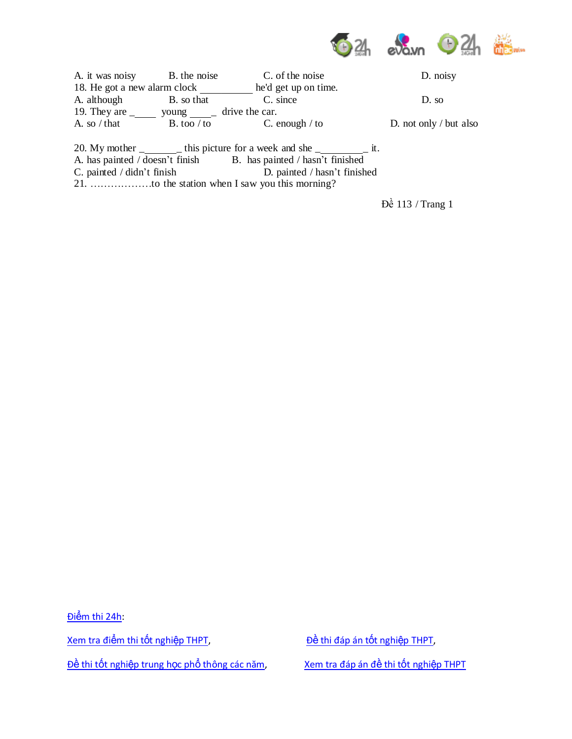A. it was noisy B. the noise C. of the noise D. noisy

18. He got a new alarm clock __________ he'd get up on time.

A. although B. so that C. since D. so

19. They are _____ young _____ drive the car.

A. so / that B. too / to C. enough / to D. not only / but also

20. My mother _______ this picture for a week and she _________ it.

A. has painted / doesn't finish B. has painted / hasn't finished

C. painted / didn't finish D. painted / hasn't finished

21. ………………to the station when I saw you this morning?

Đề 113 / Trang 1

Điểm thi 24h:

Xem tra điểm thi tốt nghiệp THPT, Đề thi đáp án tốt nghiệp THPT,

Đề thi tốt nghiệp trung học phổ thông các năm, Xem tra đáp án đề thi tốt nghiệp THPT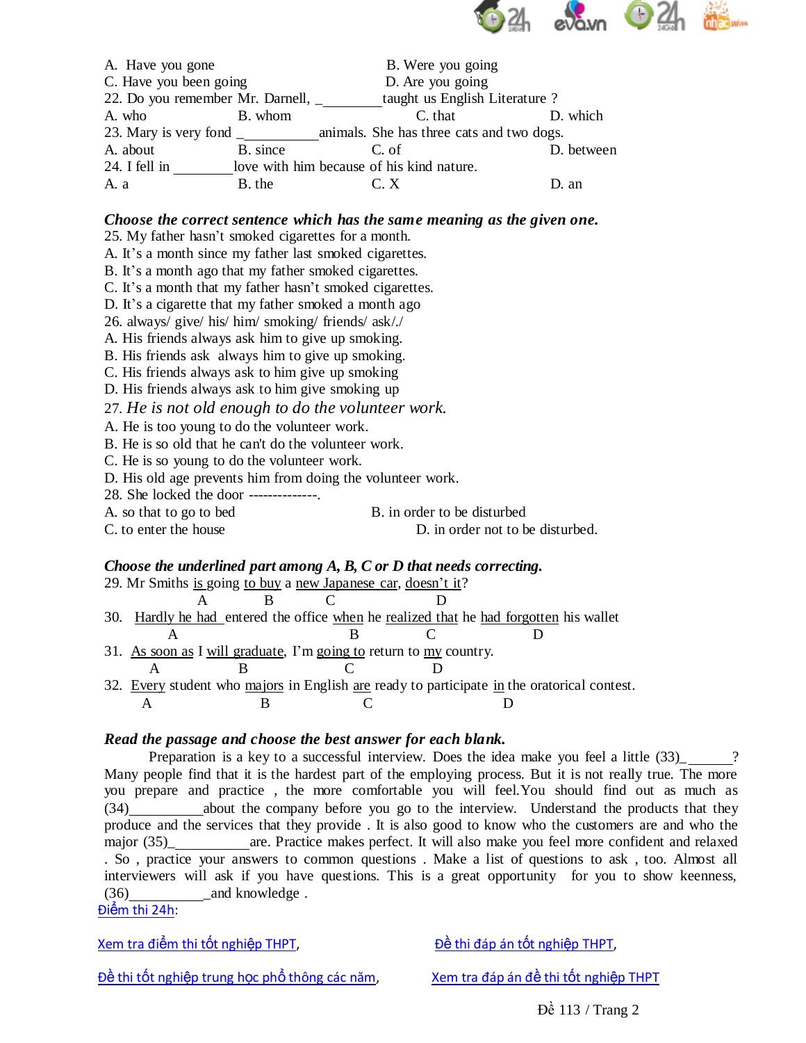A. Have you gone B. Were you going
C. Have you been going D. Are you going

22. Do you remember Mr. Darnell, _________ taught us English Literature ?
A. who B. whom C. that D. which

23. Mary is very fond ___________ animals. She has three cats and two dogs.
A. about B. since C. of D. between

24. I fell in ________ love with him because of his kind nature.
A. a B. the C. X D. an

***Choose the correct sentence which has the same meaning as the given one.***

25. My father hasn't smoked cigarettes for a month.
A. It's a month since my father last smoked cigarettes.
B. It's a month ago that my father smoked cigarettes.
C. It's a month that my father hasn't smoked cigarettes.
D. It's a cigarette that my father smoked a month ago

26. always/ give/ his/ him/ smoking/ friends/ ask/./
A. His friends always ask him to give up smoking.
B. His friends ask always him to give up smoking.
C. His friends always ask to him give up smoking
D. His friends always ask to him give smoking up

27. *He is not old enough to do the volunteer work.*
A. He is too young to do the volunteer work.
B. He is so old that he can't do the volunteer work.
C. He is so young to do the volunteer work.
D. His old age prevents him from doing the volunteer work.

28. She locked the door --------------.
A. so that to go to bed B. in order to be disturbed
C. to enter the house D. in order not to be disturbed.

***Choose the underlined part among A, B, C or D that needs correcting.***

29. Mr Smiths is going (A) to buy (B) a new Japanese car (C), doesn't it (D)?

30. Hardly he had (A) entered the office when (B) he realized that (C) he had forgotten (D) his wallet

31. As soon as (A) I will graduate (B), I'm going to (C) return to my (D) country.

32. Every (A) student who majors (B) in English are (C) ready to participate in (D) the oratorical contest.

***Read the passage and choose the best answer for each blank.***

Preparation is a key to a successful interview. Does the idea make you feel a little (33)_______? Many people find that it is the hardest part of the employing process. But it is not really true. The more you prepare and practice , the more comfortable you will feel.You should find out as much as (34)__________about the company before you go to the interview. Understand the products that they produce and the services that they provide . It is also good to know who the customers are and who the major (35)___________are. Practice makes perfect. It will also make you feel more confident and relaxed . So , practice your answers to common questions . Make a list of questions to ask , too. Almost all interviewers will ask if you have questions. This is a great opportunity for you to show keenness, (36)___________and knowledge .

Điểm thi 24h:

Xem tra điểm thi tốt nghiệp THPT, Đề thi đáp án tốt nghiệp THPT,

Đề thi tốt nghiệp trung học phổ thông các năm, Xem tra đáp án đề thi tốt nghiệp THPT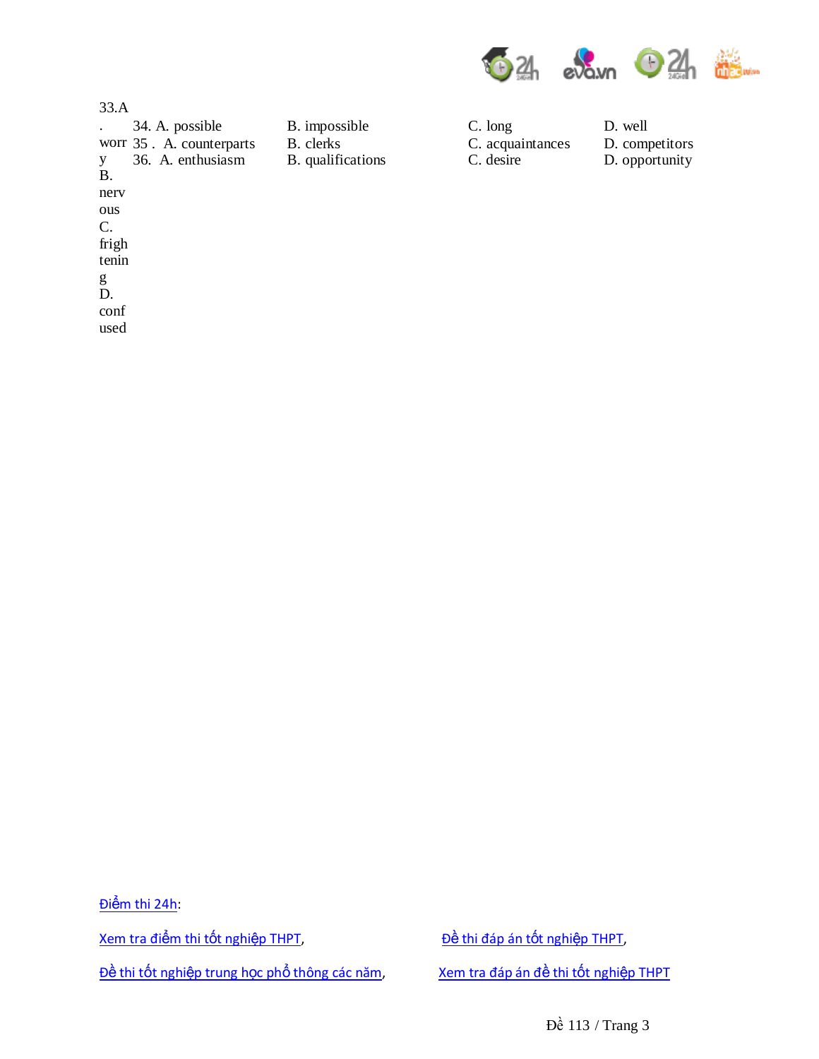33. A. worry B. nervous C. frightening D. confused

34. A. possible B. impossible C. long D. well

35. A. counterparts B. clerks C. acquaintances D. competitors

36. A. enthusiasm B. qualifications C. desire D. opportunity

Điểm thi 24h:

Xem tra điểm thi tốt nghiệp THPT, Đề thi đáp án tốt nghiệp THPT,

Đề thi tốt nghiệp trung học phổ thông các năm, Xem tra đáp án đề thi tốt nghiệp THPT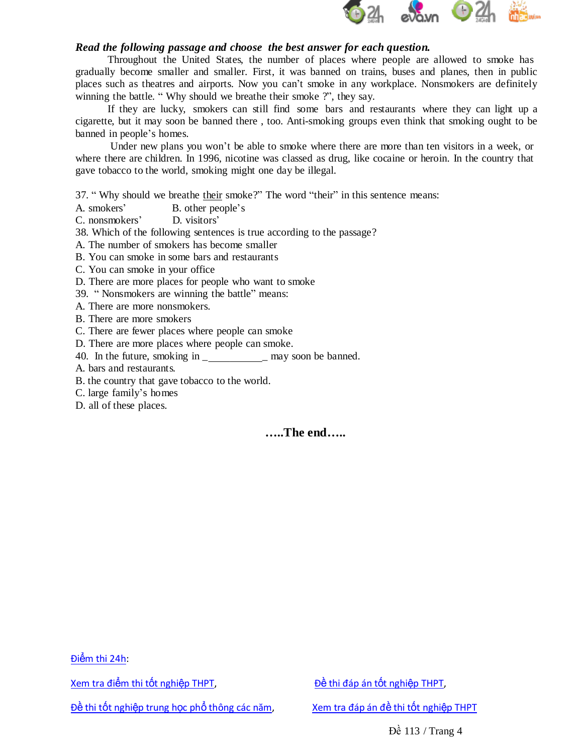***Read the following passage and choose the best answer for each question.***

Throughout the United States, the number of places where people are allowed to smoke has gradually become smaller and smaller. First, it was banned on trains, buses and planes, then in public places such as theatres and airports. Now you can't smoke in any workplace. Nonsmokers are definitely winning the battle. " Why should we breathe their smoke ?", they say.

If they are lucky, smokers can still find some bars and restaurants where they can light up a cigarette, but it may soon be banned there , too. Anti-smoking groups even think that smoking ought to be banned in people's homes.

Under new plans you won't be able to smoke where there are more than ten visitors in a week, or where there are children. In 1996, nicotine was classed as drug, like cocaine or heroin. In the country that gave tobacco to the world, smoking might one day be illegal.

37. " Why should we breathe <u>their</u> smoke?" The word "their" in this sentence means:
A. smokers' B. other people's
C. nonsmokers' D. visitors'

38. Which of the following sentences is true according to the passage?
A. The number of smokers has become smaller
B. You can smoke in some bars and restaurants
C. You can smoke in your office
D. There are more places for people who want to smoke

39. " Nonsmokers are winning the battle" means:
A. There are more nonsmokers.
B. There are more smokers
C. There are fewer places where people can smoke
D. There are more places where people can smoke.

40. In the future, smoking in ___________ may soon be banned.
A. bars and restaurants.
B. the country that gave tobacco to the world.
C. large family's homes
D. all of these places.

**…..The end…..**

Điểm thi 24h:

Xem tra điểm thi tốt nghiệp THPT, Đề thi đáp án tốt nghiệp THPT,

Đề thi tốt nghiệp trung học phổ thông các năm, Xem tra đáp án đề thi tốt nghiệp THPT

Đề 113 / Trang 4